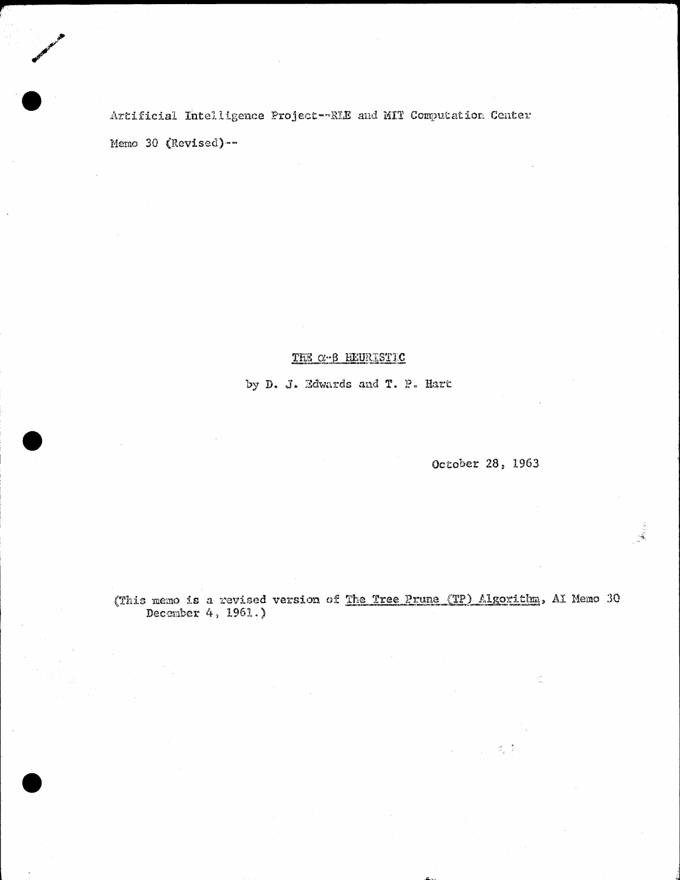Artificial Intelligence Project--RLE and MIT Computation Center

Memo 30 (Revised)--

# THE $\alpha$-$\beta$ HEURISTIC

by D. J. Edwards and T. P. Hart

October 28, 1963

(This memo is a revised version of The Tree Prune (TP) Algorithm, AI Memo 30 December 4, 1961.)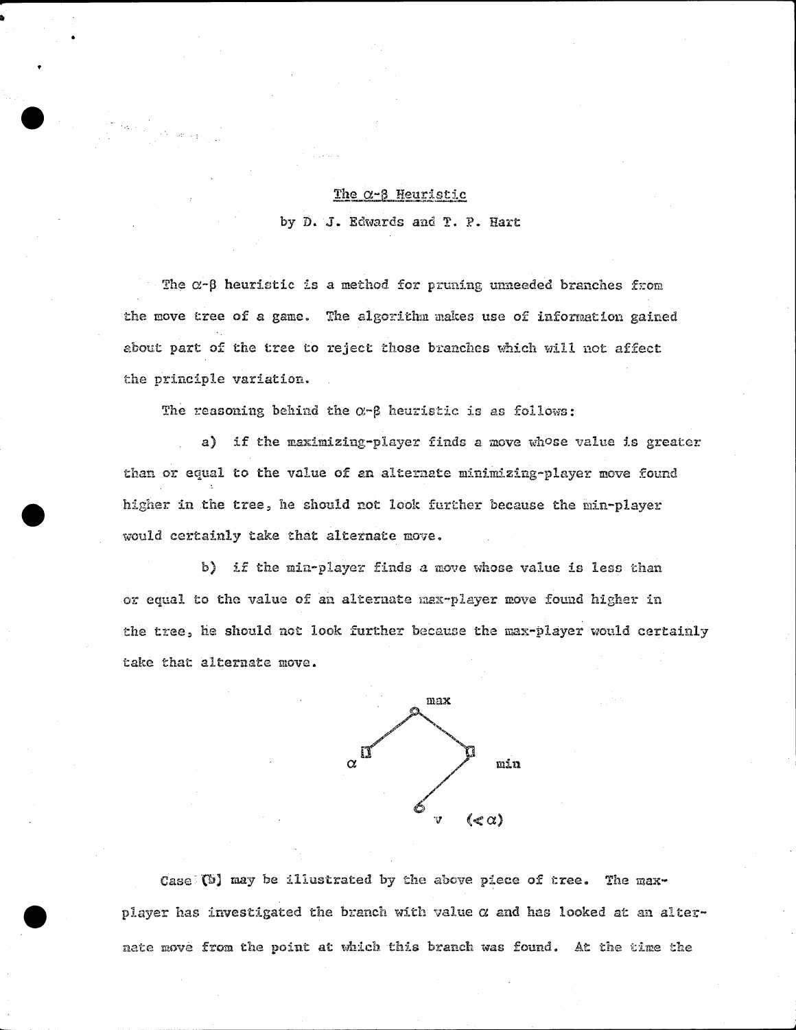The $\alpha$-$\beta$ Heuristic

by D. J. Edwards and T. P. Hart

The $\alpha$-$\beta$ heuristic is a method for pruning unneeded branches from the move tree of a game. The algorithm makes use of information gained about part of the tree to reject those branches which will not affect the principle variation.

The reasoning behind the $\alpha$-$\beta$ heuristic is as follows:

a) if the maximizing-player finds a move whose value is greater than or equal to the value of an alternate minimizing-player move found higher in the tree, he should not look further because the min-player would certainly take that alternate move.

b) if the min-player finds a move whose value is less than or equal to the value of an alternate max-player move found higher in the tree, he should not look further because the max-player would certainly take that alternate move.

Case (b) may be illustrated by the above piece of tree. The max-player has investigated the branch with value $\alpha$ and has looked at an alternate move from the point at which this branch was found. At the time the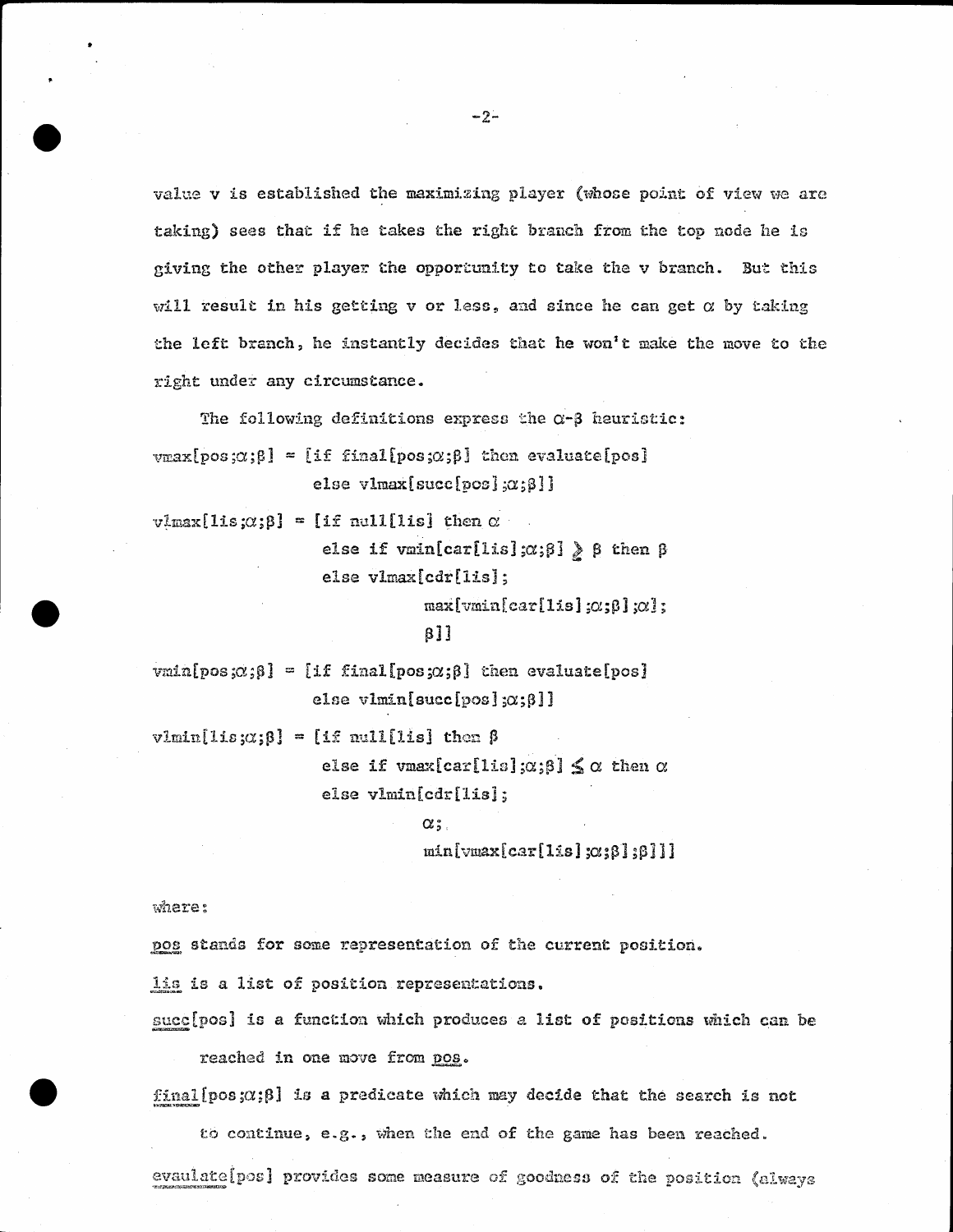value v is established the maximizing player (whose point of view we are taking) sees that if he takes the right branch from the top node he is giving the other player the opportunity to take the v branch. But this will result in his getting v or less, and since he can get $\alpha$ by taking the left branch, he instantly decides that he won't make the move to the right under any circumstance.

The following definitions express the $\alpha$-$\beta$ heuristic:

```
vmax[pos;α;β] = [if final[pos;α;β] then evaluate[pos]
                 else vlmax[succ[pos];α;β]]

vlmax[lis;α;β] = [if null[lis] then α
                  else if vmin[car[lis];α;β] ≥ β then β
                  else vlmax[cdr[lis];
                             max[vmin[car[lis];α;β];α];
                             β]]

vmin[pos;α;β] = [if final[pos;α;β] then evaluate[pos]
                 else vlmin[succ[pos];α;β]]

vlmin[lis;α;β] = [if null[lis] then β
                  else if vmax[car[lis];α;β] ≤ α then α
                  else vlmin[cdr[lis];
                             α;
                             min[vmax[car[lis];α;β];β]]]
```

where:

<u>pos</u> stands for some representation of the current position.

<u>lis</u> is a list of position representations.

<u>succ</u>[pos] is a function which produces a list of positions which can be reached in one move from <u>pos</u>.

<u>final</u>[pos;$\alpha$;$\beta$] is a predicate which may decide that the search is not to continue, e.g., when the end of the game has been reached.

<u>evaulate</u>[pos] provides some measure of goodness of the position (always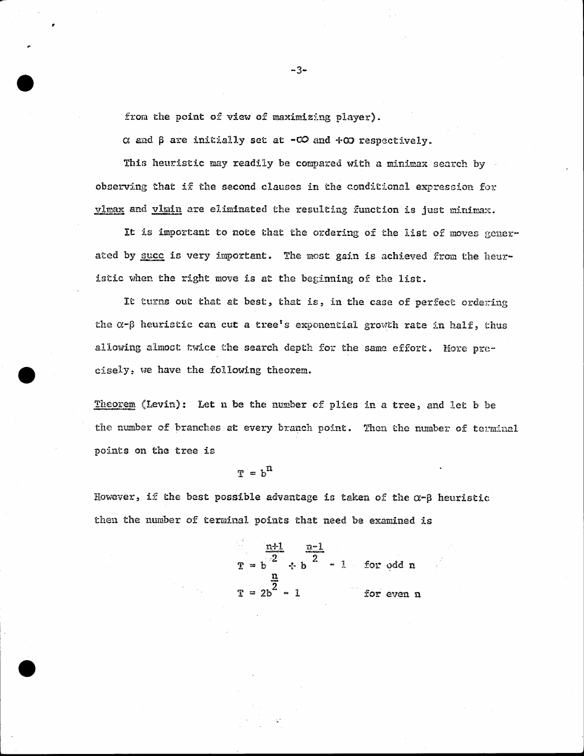from the point of view of maximizing player).

$\alpha$ and $\beta$ are initially set at $-\infty$ and $+\infty$ respectively.

This heuristic may readily be compared with a minimax search by observing that if the second clauses in the conditional expression for vlmax and vlmin are eliminated the resulting function is just minimax.

It is important to note that the ordering of the list of moves generated by succ is very important. The most gain is achieved from the heuristic when the right move is at the beginning of the list.

It turns out that at best, that is, in the case of perfect ordering the $\alpha$-$\beta$ heuristic can cut a tree's exponential growth rate in half, thus allowing almost twice the search depth for the same effort. More precisely, we have the following theorem.

Theorem (Levin): Let n be the number of plies in a tree, and let b be the number of branches at every branch point. Then the number of terminal points on the tree is

$$T = b^{n}$$

However, if the best possible advantage is taken of the $\alpha$-$\beta$ heuristic then the number of terminal points that need be examined is

$$T = b^{\frac{n+1}{2}} + b^{\frac{n-1}{2}} - 1 \quad \text{for odd } n$$

$$T = 2b^{\frac{n}{2}} - 1 \quad \text{for even } n$$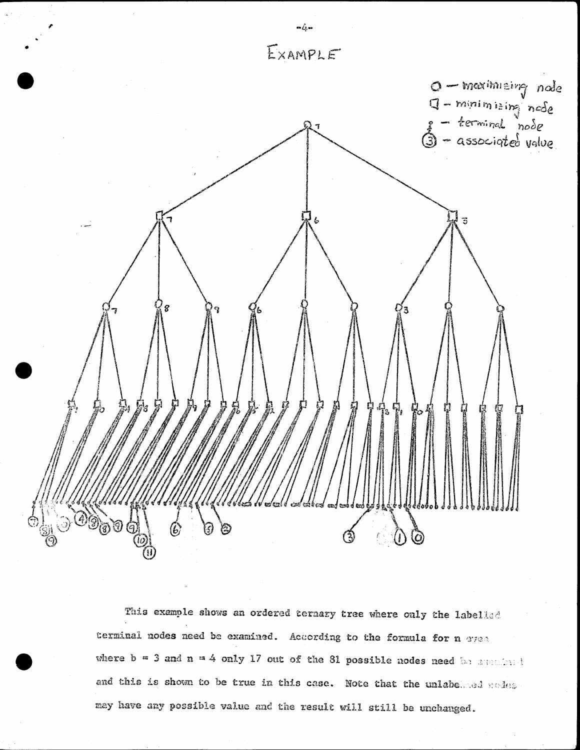# EXAMPLE

○ — maximizing node
□ — minimizing node
ꜟ — terminal node
③ — associated value

This example shows an ordered ternary tree where only the labelled terminal nodes need be examined. According to the formula for n even where b = 3 and n = 4 only 17 out of the 81 possible nodes need be examined and this is shown to be true in this case. Note that the unlabelled nodes may have any possible value and the result will still be unchanged.